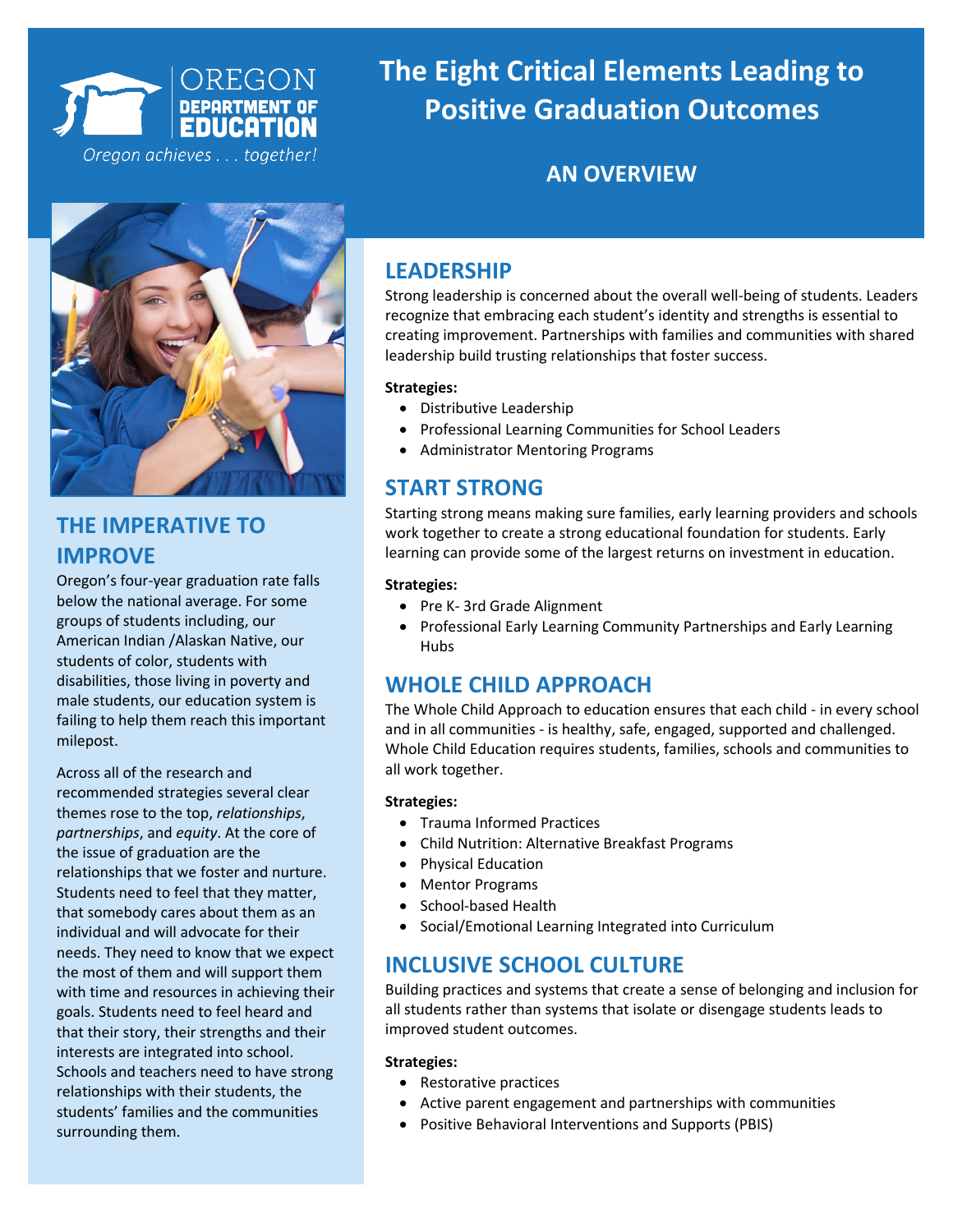OREGON DEPARTMENT OF EDUCATION

*Oregon achieves . . . together!*

# The Eight Critical Elements Leading to Positive Graduation Outcomes

## AN OVERVIEW

## THE IMPERATIVE TO IMPROVE

Oregon's four-year graduation rate falls below the national average. For some groups of students including, our American Indian /Alaskan Native, our students of color, students with disabilities, those living in poverty and male students, our education system is failing to help them reach this important milepost.

Across all of the research and recommended strategies several clear themes rose to the top, *relationships*, *partnerships*, and *equity*. At the core of the issue of graduation are the relationships that we foster and nurture. Students need to feel that they matter, that somebody cares about them as an individual and will advocate for their needs. They need to know that we expect the most of them and will support them with time and resources in achieving their goals. Students need to feel heard and that their story, their strengths and their interests are integrated into school. Schools and teachers need to have strong relationships with their students, the students' families and the communities surrounding them.

## LEADERSHIP

Strong leadership is concerned about the overall well-being of students. Leaders recognize that embracing each student's identity and strengths is essential to creating improvement. Partnerships with families and communities with shared leadership build trusting relationships that foster success.

**Strategies:**

- Distributive Leadership
- Professional Learning Communities for School Leaders
- Administrator Mentoring Programs

## START STRONG

Starting strong means making sure families, early learning providers and schools work together to create a strong educational foundation for students. Early learning can provide some of the largest returns on investment in education.

**Strategies:**

- Pre K- 3rd Grade Alignment
- Professional Early Learning Community Partnerships and Early Learning Hubs

## WHOLE CHILD APPROACH

The Whole Child Approach to education ensures that each child - in every school and in all communities - is healthy, safe, engaged, supported and challenged. Whole Child Education requires students, families, schools and communities to all work together.

**Strategies:**

- Trauma Informed Practices
- Child Nutrition: Alternative Breakfast Programs
- Physical Education
- Mentor Programs
- School-based Health
- Social/Emotional Learning Integrated into Curriculum

## INCLUSIVE SCHOOL CULTURE

Building practices and systems that create a sense of belonging and inclusion for all students rather than systems that isolate or disengage students leads to improved student outcomes.

**Strategies:**

- Restorative practices
- Active parent engagement and partnerships with communities
- Positive Behavioral Interventions and Supports (PBIS)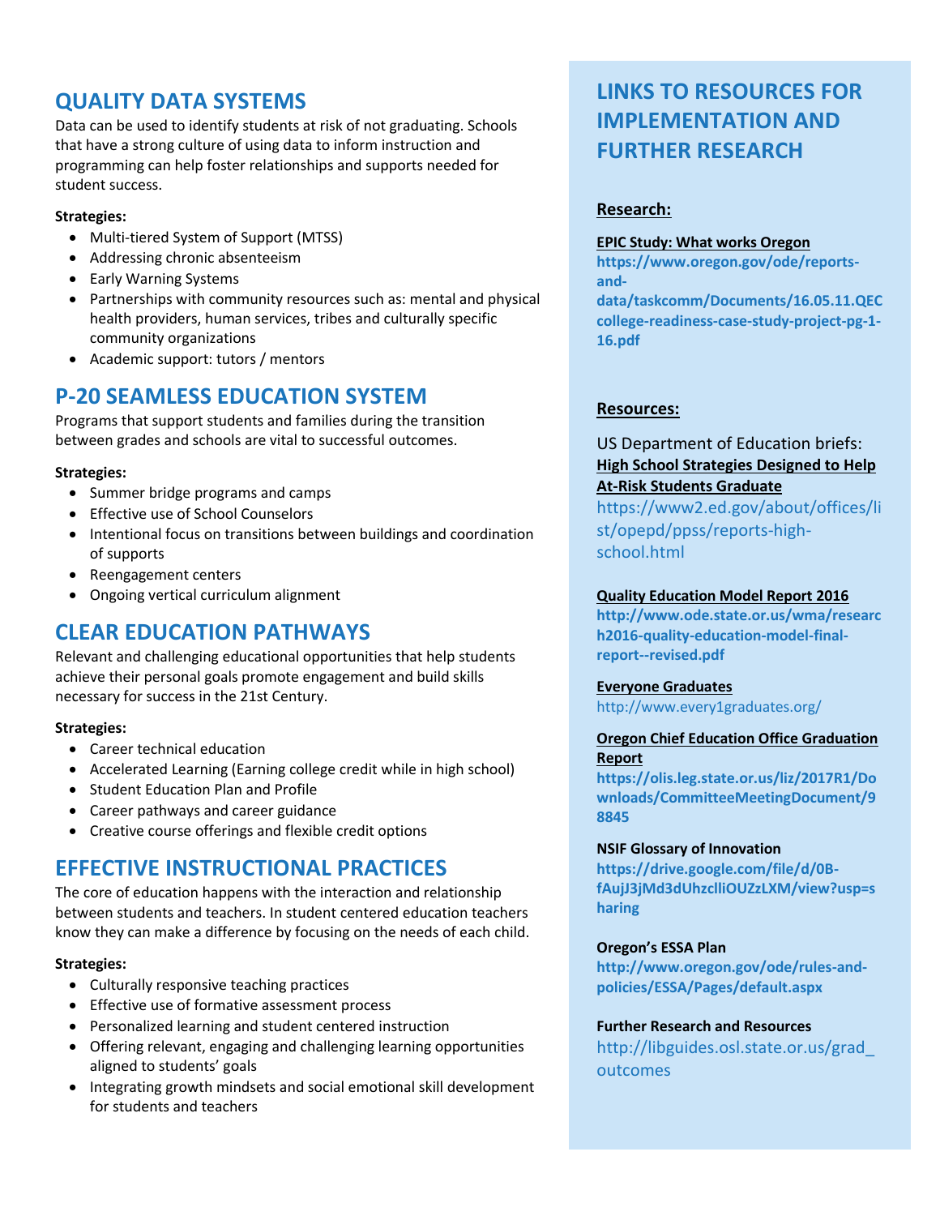## QUALITY DATA SYSTEMS

Data can be used to identify students at risk of not graduating. Schools that have a strong culture of using data to inform instruction and programming can help foster relationships and supports needed for student success.

**Strategies:**

- Multi-tiered System of Support (MTSS)
- Addressing chronic absenteeism
- Early Warning Systems
- Partnerships with community resources such as: mental and physical health providers, human services, tribes and culturally specific community organizations
- Academic support: tutors / mentors

## P-20 SEAMLESS EDUCATION SYSTEM

Programs that support students and families during the transition between grades and schools are vital to successful outcomes.

**Strategies:**

- Summer bridge programs and camps
- Effective use of School Counselors
- Intentional focus on transitions between buildings and coordination of supports
- Reengagement centers
- Ongoing vertical curriculum alignment

## CLEAR EDUCATION PATHWAYS

Relevant and challenging educational opportunities that help students achieve their personal goals promote engagement and build skills necessary for success in the 21st Century.

**Strategies:**

- Career technical education
- Accelerated Learning (Earning college credit while in high school)
- Student Education Plan and Profile
- Career pathways and career guidance
- Creative course offerings and flexible credit options

## EFFECTIVE INSTRUCTIONAL PRACTICES

The core of education happens with the interaction and relationship between students and teachers. In student centered education teachers know they can make a difference by focusing on the needs of each child.

**Strategies:**

- Culturally responsive teaching practices
- Effective use of formative assessment process
- Personalized learning and student centered instruction
- Offering relevant, engaging and challenging learning opportunities aligned to students' goals
- Integrating growth mindsets and social emotional skill development for students and teachers

## LINKS TO RESOURCES FOR IMPLEMENTATION AND FURTHER RESEARCH

### Research:

**EPIC Study: What works Oregon**
**https://www.oregon.gov/ode/reports-and-data/taskcomm/Documents/16.05.11.QECcollege-readiness-case-study-project-pg-1-16.pdf**

### Resources:

US Department of Education briefs:
**High School Strategies Designed to Help At-Risk Students Graduate**
https://www2.ed.gov/about/offices/list/opepd/ppss/reports-high-school.html

**Quality Education Model Report 2016**
**http://www.ode.state.or.us/wma/research2016-quality-education-model-final-report--revised.pdf**

**Everyone Graduates**
http://www.every1graduates.org/

**Oregon Chief Education Office Graduation Report**
**https://olis.leg.state.or.us/liz/2017R1/Downloads/CommitteeMeetingDocument/98845**

**NSIF Glossary of Innovation**
**https://drive.google.com/file/d/0B-fAujJ3jMd3dUhzclliOUZzLXM/view?usp=sharing**

**Oregon's ESSA Plan**
**http://www.oregon.gov/ode/rules-and-policies/ESSA/Pages/default.aspx**

**Further Research and Resources**
http://libguides.osl.state.or.us/grad_outcomes